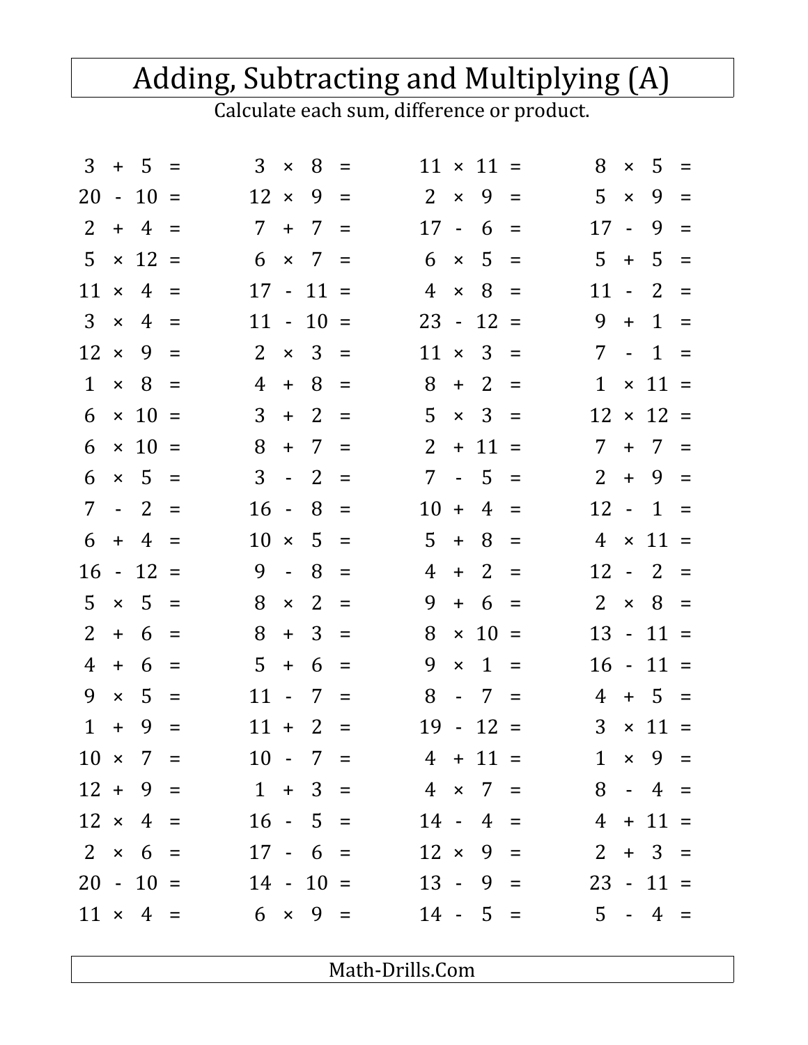# Adding, Subtracting and Multiplying (A)

Calculate each sum, difference or product.

| | | | |
|---|---|---|---|
| $3 + 5 =$ | $3 \times 8 =$ | $11 \times 11 =$ | $8 \times 5 =$ |
| $20 - 10 =$ | $12 \times 9 =$ | $2 \times 9 =$ | $5 \times 9 =$ |
| $2 + 4 =$ | $7 + 7 =$ | $17 - 6 =$ | $17 - 9 =$ |
| $5 \times 12 =$ | $6 \times 7 =$ | $6 \times 5 =$ | $5 + 5 =$ |
| $11 \times 4 =$ | $17 - 11 =$ | $4 \times 8 =$ | $11 - 2 =$ |
| $3 \times 4 =$ | $11 - 10 =$ | $23 - 12 =$ | $9 + 1 =$ |
| $12 \times 9 =$ | $2 \times 3 =$ | $11 \times 3 =$ | $7 - 1 =$ |
| $1 \times 8 =$ | $4 + 8 =$ | $8 + 2 =$ | $1 \times 11 =$ |
| $6 \times 10 =$ | $3 + 2 =$ | $5 \times 3 =$ | $12 \times 12 =$ |
| $6 \times 10 =$ | $8 + 7 =$ | $2 + 11 =$ | $7 + 7 =$ |
| $6 \times 5 =$ | $3 - 2 =$ | $7 - 5 =$ | $2 + 9 =$ |
| $7 - 2 =$ | $16 - 8 =$ | $10 + 4 =$ | $12 - 1 =$ |
| $6 + 4 =$ | $10 \times 5 =$ | $5 + 8 =$ | $4 \times 11 =$ |
| $16 - 12 =$ | $9 - 8 =$ | $4 + 2 =$ | $12 - 2 =$ |
| $5 \times 5 =$ | $8 \times 2 =$ | $9 + 6 =$ | $2 \times 8 =$ |
| $2 + 6 =$ | $8 + 3 =$ | $8 \times 10 =$ | $13 - 11 =$ |
| $4 + 6 =$ | $5 + 6 =$ | $9 \times 1 =$ | $16 - 11 =$ |
| $9 \times 5 =$ | $11 - 7 =$ | $8 - 7 =$ | $4 + 5 =$ |
| $1 + 9 =$ | $11 + 2 =$ | $19 - 12 =$ | $3 \times 11 =$ |
| $10 \times 7 =$ | $10 - 7 =$ | $4 + 11 =$ | $1 \times 9 =$ |
| $12 + 9 =$ | $1 + 3 =$ | $4 \times 7 =$ | $8 - 4 =$ |
| $12 \times 4 =$ | $16 - 5 =$ | $14 - 4 =$ | $4 + 11 =$ |
| $2 \times 6 =$ | $17 - 6 =$ | $12 \times 9 =$ | $2 + 3 =$ |
| $20 - 10 =$ | $14 - 10 =$ | $13 - 9 =$ | $23 - 11 =$ |
| $11 \times 4 =$ | $6 \times 9 =$ | $14 - 5 =$ | $5 - 4 =$ |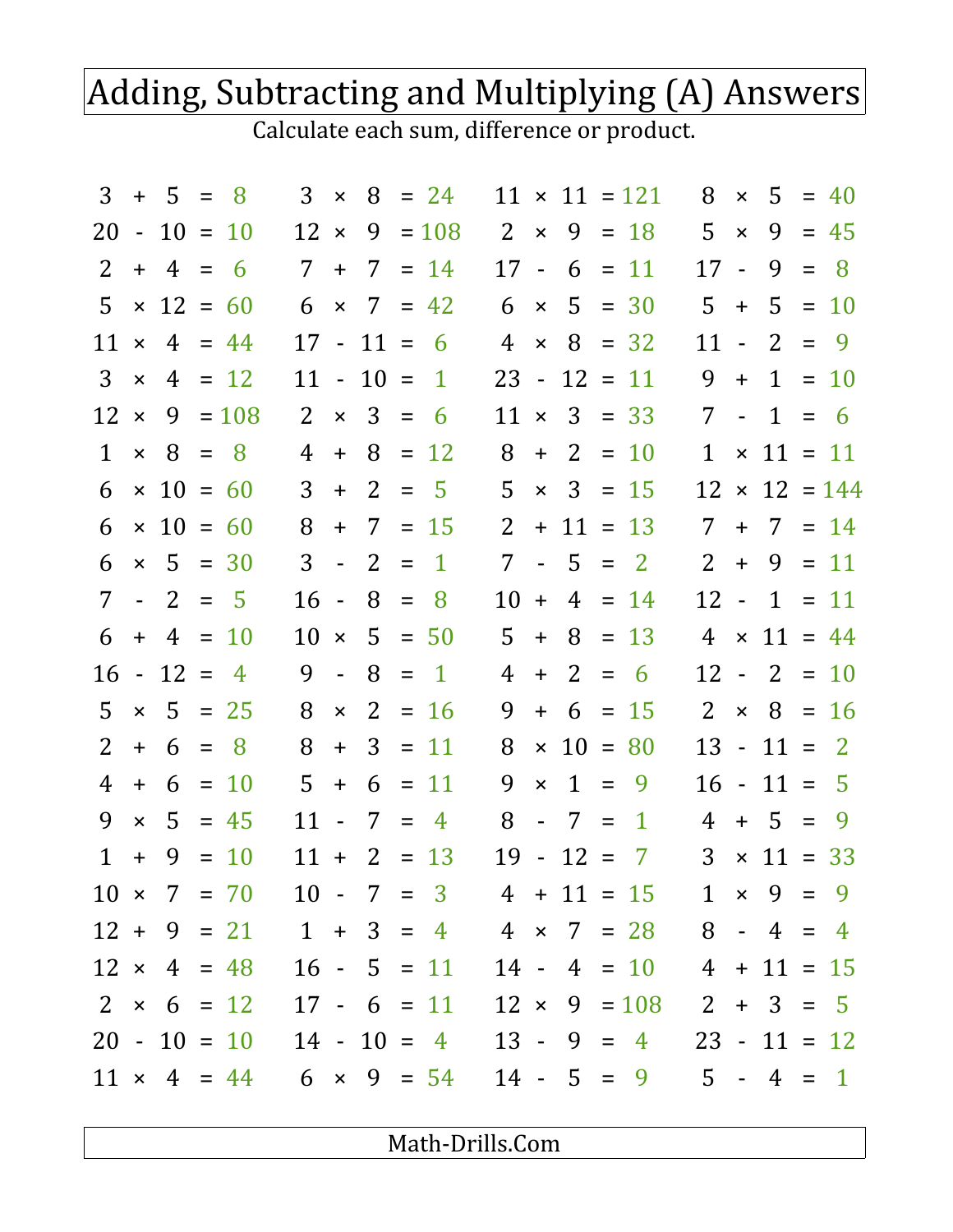# Adding, Subtracting and Multiplying (A) Answers

Calculate each sum, difference or product.

| | | | |
|---|---|---|---|
| $3 + 5 = 8$ | $3 \times 8 = 24$ | $11 \times 11 = 121$ | $8 \times 5 = 40$ |
| $20 - 10 = 10$ | $12 \times 9 = 108$ | $2 \times 9 = 18$ | $5 \times 9 = 45$ |
| $2 + 4 = 6$ | $7 + 7 = 14$ | $17 - 6 = 11$ | $17 - 9 = 8$ |
| $5 \times 12 = 60$ | $6 \times 7 = 42$ | $6 \times 5 = 30$ | $5 + 5 = 10$ |
| $11 \times 4 = 44$ | $17 - 11 = 6$ | $4 \times 8 = 32$ | $11 - 2 = 9$ |
| $3 \times 4 = 12$ | $11 - 10 = 1$ | $23 - 12 = 11$ | $9 + 1 = 10$ |
| $12 \times 9 = 108$ | $2 \times 3 = 6$ | $11 \times 3 = 33$ | $7 - 1 = 6$ |
| $1 \times 8 = 8$ | $4 + 8 = 12$ | $8 + 2 = 10$ | $1 \times 11 = 11$ |
| $6 \times 10 = 60$ | $3 + 2 = 5$ | $5 \times 3 = 15$ | $12 \times 12 = 144$ |
| $6 \times 10 = 60$ | $8 + 7 = 15$ | $2 + 11 = 13$ | $7 + 7 = 14$ |
| $6 \times 5 = 30$ | $3 - 2 = 1$ | $7 - 5 = 2$ | $2 + 9 = 11$ |
| $7 - 2 = 5$ | $16 - 8 = 8$ | $10 + 4 = 14$ | $12 - 1 = 11$ |
| $6 + 4 = 10$ | $10 \times 5 = 50$ | $5 + 8 = 13$ | $4 \times 11 = 44$ |
| $16 - 12 = 4$ | $9 - 8 = 1$ | $4 + 2 = 6$ | $12 - 2 = 10$ |
| $5 \times 5 = 25$ | $8 \times 2 = 16$ | $9 + 6 = 15$ | $2 \times 8 = 16$ |
| $2 + 6 = 8$ | $8 + 3 = 11$ | $8 \times 10 = 80$ | $13 - 11 = 2$ |
| $4 + 6 = 10$ | $5 + 6 = 11$ | $9 \times 1 = 9$ | $16 - 11 = 5$ |
| $9 \times 5 = 45$ | $11 - 7 = 4$ | $8 - 7 = 1$ | $4 + 5 = 9$ |
| $1 + 9 = 10$ | $11 + 2 = 13$ | $19 - 12 = 7$ | $3 \times 11 = 33$ |
| $10 \times 7 = 70$ | $10 - 7 = 3$ | $4 + 11 = 15$ | $1 \times 9 = 9$ |
| $12 + 9 = 21$ | $1 + 3 = 4$ | $4 \times 7 = 28$ | $8 - 4 = 4$ |
| $12 \times 4 = 48$ | $16 - 5 = 11$ | $14 - 4 = 10$ | $4 + 11 = 15$ |
| $2 \times 6 = 12$ | $17 - 6 = 11$ | $12 \times 9 = 108$ | $2 + 3 = 5$ |
| $20 - 10 = 10$ | $14 - 10 = 4$ | $13 - 9 = 4$ | $23 - 11 = 12$ |
| $11 \times 4 = 44$ | $6 \times 9 = 54$ | $14 - 5 = 9$ | $5 - 4 = 1$ |

Math-Drills.Com